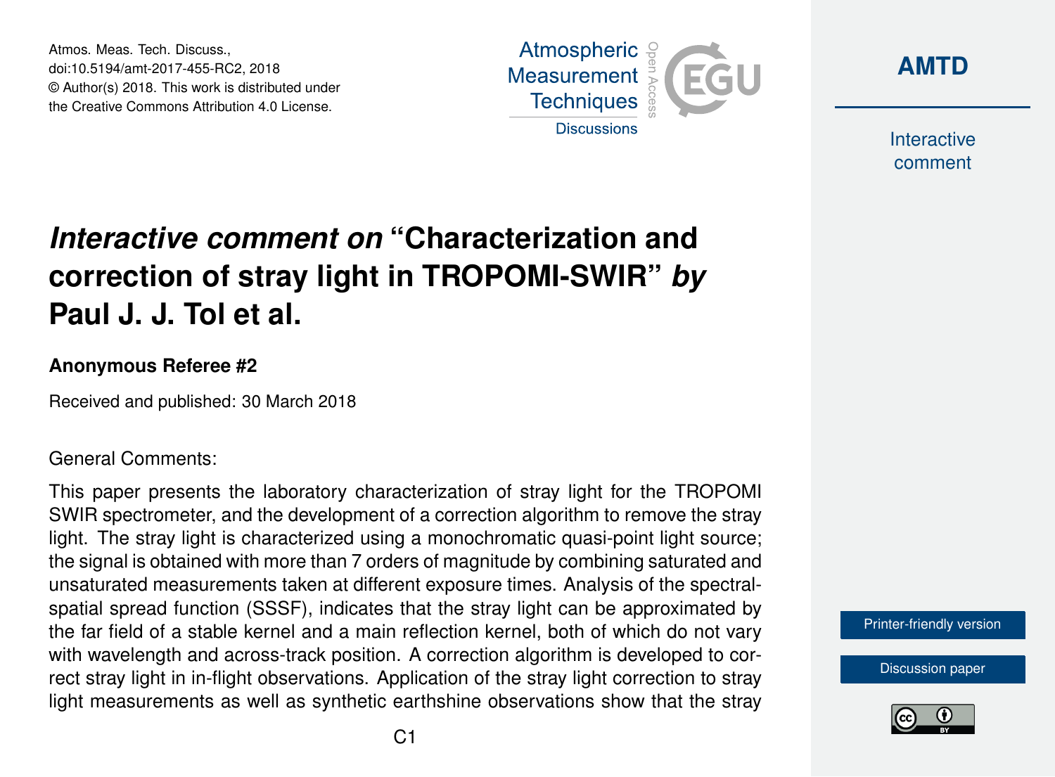Atmos. Meas. Tech. Discuss.,
doi:10.5194/amt-2017-455-RC2, 2018
© Author(s) 2018. This work is distributed under
the Creative Commons Attribution 4.0 License.

# *Interactive comment on* "Characterization and correction of stray light in TROPOMI-SWIR" *by* Paul J. J. Tol et al.

**Anonymous Referee #2**

Received and published: 30 March 2018

General Comments:

This paper presents the laboratory characterization of stray light for the TROPOMI SWIR spectrometer, and the development of a correction algorithm to remove the stray light. The stray light is characterized using a monochromatic quasi-point light source; the signal is obtained with more than 7 orders of magnitude by combining saturated and unsaturated measurements taken at different exposure times. Analysis of the spectral-spatial spread function (SSSF), indicates that the stray light can be approximated by the far field of a stable kernel and a main reflection kernel, both of which do not vary with wavelength and across-track position. A correction algorithm is developed to correct stray light in in-flight observations. Application of the stray light correction to stray light measurements as well as synthetic earthshine observations show that the stray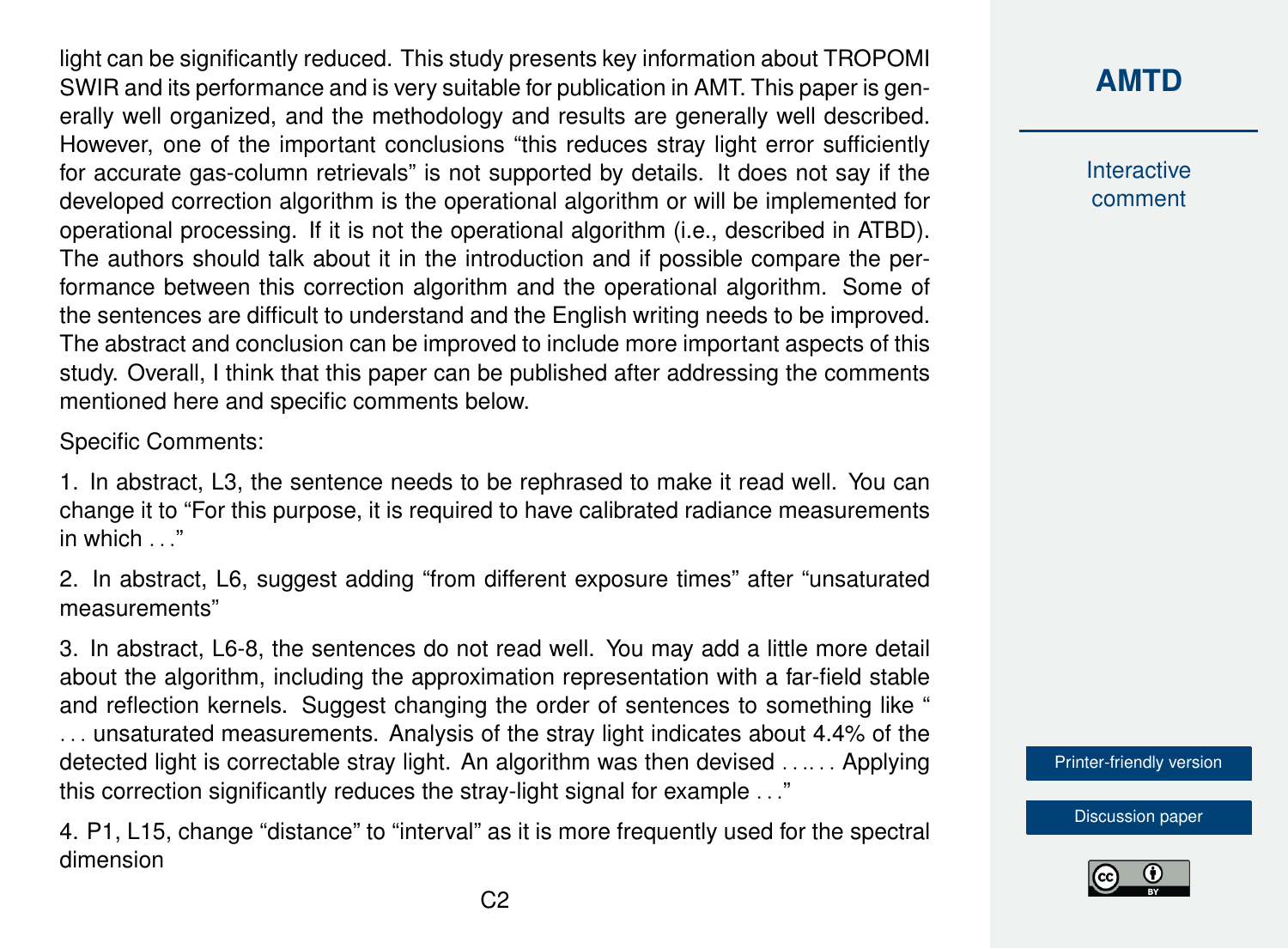light can be significantly reduced. This study presents key information about TROPOMI SWIR and its performance and is very suitable for publication in AMT. This paper is generally well organized, and the methodology and results are generally well described. However, one of the important conclusions "this reduces stray light error sufficiently for accurate gas-column retrievals" is not supported by details. It does not say if the developed correction algorithm is the operational algorithm or will be implemented for operational processing. If it is not the operational algorithm (i.e., described in ATBD). The authors should talk about it in the introduction and if possible compare the performance between this correction algorithm and the operational algorithm. Some of the sentences are difficult to understand and the English writing needs to be improved. The abstract and conclusion can be improved to include more important aspects of this study. Overall, I think that this paper can be published after addressing the comments mentioned here and specific comments below.

Specific Comments:

1. In abstract, L3, the sentence needs to be rephrased to make it read well. You can change it to "For this purpose, it is required to have calibrated radiance measurements in which . . ."

2. In abstract, L6, suggest adding "from different exposure times" after "unsaturated measurements"

3. In abstract, L6-8, the sentences do not read well. You may add a little more detail about the algorithm, including the approximation representation with a far-field stable and reflection kernels. Suggest changing the order of sentences to something like " . . . unsaturated measurements. Analysis of the stray light indicates about 4.4% of the detected light is correctable stray light. An algorithm was then devised . . .. . . Applying this correction significantly reduces the stray-light signal for example . . ."

4. P1, L15, change "distance" to "interval" as it is more frequently used for the spectral dimension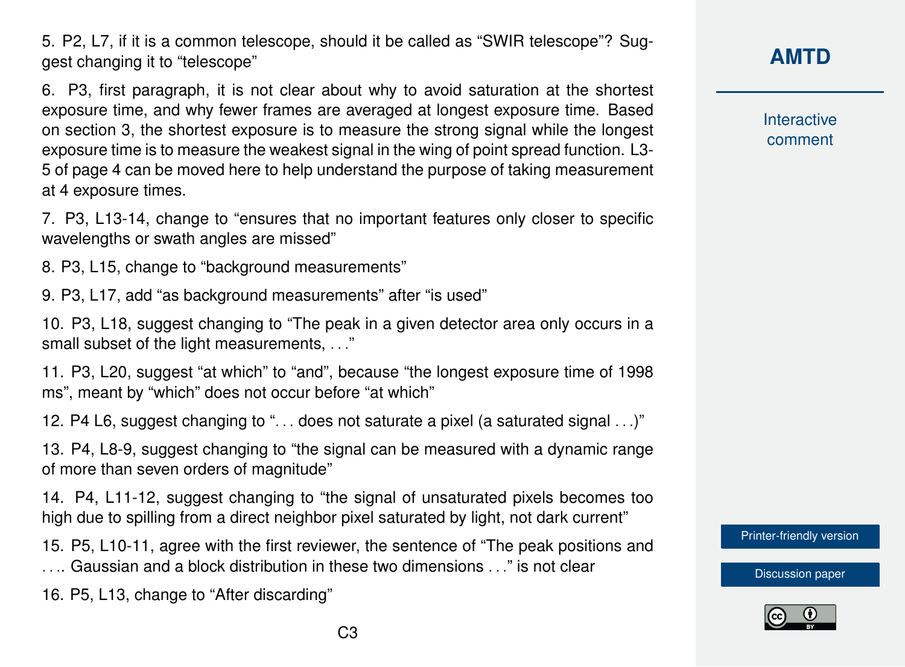5. P2, L7, if it is a common telescope, should it be called as "SWIR telescope"? Suggest changing it to "telescope"

6. P3, first paragraph, it is not clear about why to avoid saturation at the shortest exposure time, and why fewer frames are averaged at longest exposure time. Based on section 3, the shortest exposure is to measure the strong signal while the longest exposure time is to measure the weakest signal in the wing of point spread function. L3-5 of page 4 can be moved here to help understand the purpose of taking measurement at 4 exposure times.

7. P3, L13-14, change to "ensures that no important features only closer to specific wavelengths or swath angles are missed"

8. P3, L15, change to "background measurements"

9. P3, L17, add "as background measurements" after "is used"

10. P3, L18, suggest changing to "The peak in a given detector area only occurs in a small subset of the light measurements, . . ."

11. P3, L20, suggest "at which" to "and", because "the longest exposure time of 1998 ms", meant by "which" does not occur before "at which"

12. P4 L6, suggest changing to ". . . does not saturate a pixel (a saturated signal . . .)"

13. P4, L8-9, suggest changing to "the signal can be measured with a dynamic range of more than seven orders of magnitude"

14. P4, L11-12, suggest changing to "the signal of unsaturated pixels becomes too high due to spilling from a direct neighbor pixel saturated by light, not dark current"

15. P5, L10-11, agree with the first reviewer, the sentence of "The peak positions and . . .. Gaussian and a block distribution in these two dimensions . . ." is not clear

16. P5, L13, change to "After discarding"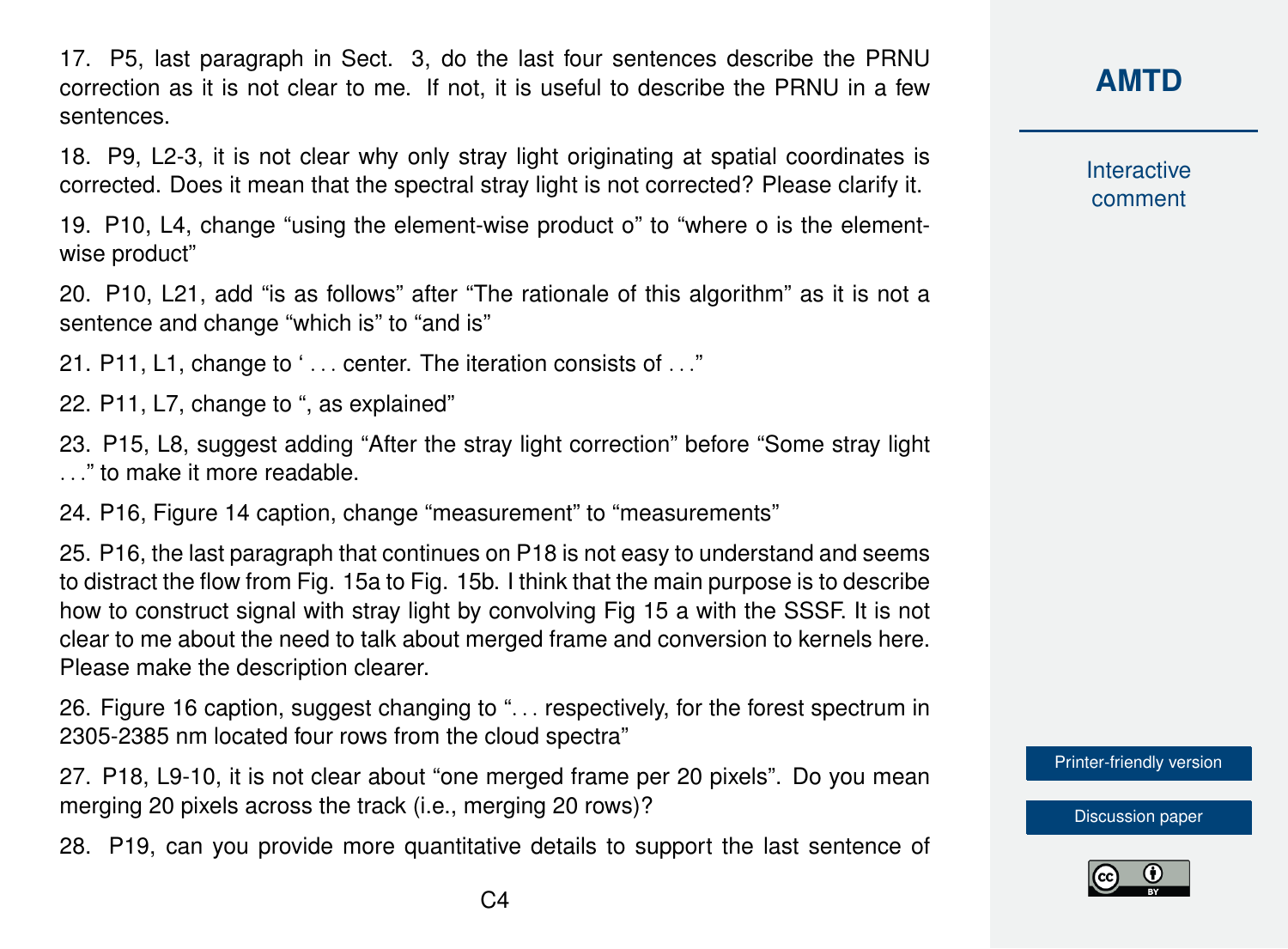17. P5, last paragraph in Sect. 3, do the last four sentences describe the PRNU correction as it is not clear to me. If not, it is useful to describe the PRNU in a few sentences.

18. P9, L2-3, it is not clear why only stray light originating at spatial coordinates is corrected. Does it mean that the spectral stray light is not corrected? Please clarify it.

19. P10, L4, change "using the element-wise product o" to "where o is the element-wise product"

20. P10, L21, add "is as follows" after "The rationale of this algorithm" as it is not a sentence and change "which is" to "and is"

21. P11, L1, change to ' . . . center. The iteration consists of . . ."

22. P11, L7, change to ", as explained"

23. P15, L8, suggest adding "After the stray light correction" before "Some stray light . . ." to make it more readable.

24. P16, Figure 14 caption, change "measurement" to "measurements"

25. P16, the last paragraph that continues on P18 is not easy to understand and seems to distract the flow from Fig. 15a to Fig. 15b. I think that the main purpose is to describe how to construct signal with stray light by convolving Fig 15 a with the SSSF. It is not clear to me about the need to talk about merged frame and conversion to kernels here. Please make the description clearer.

26. Figure 16 caption, suggest changing to ". . . respectively, for the forest spectrum in 2305-2385 nm located four rows from the cloud spectra"

27. P18, L9-10, it is not clear about "one merged frame per 20 pixels". Do you mean merging 20 pixels across the track (i.e., merging 20 rows)?

28. P19, can you provide more quantitative details to support the last sentence of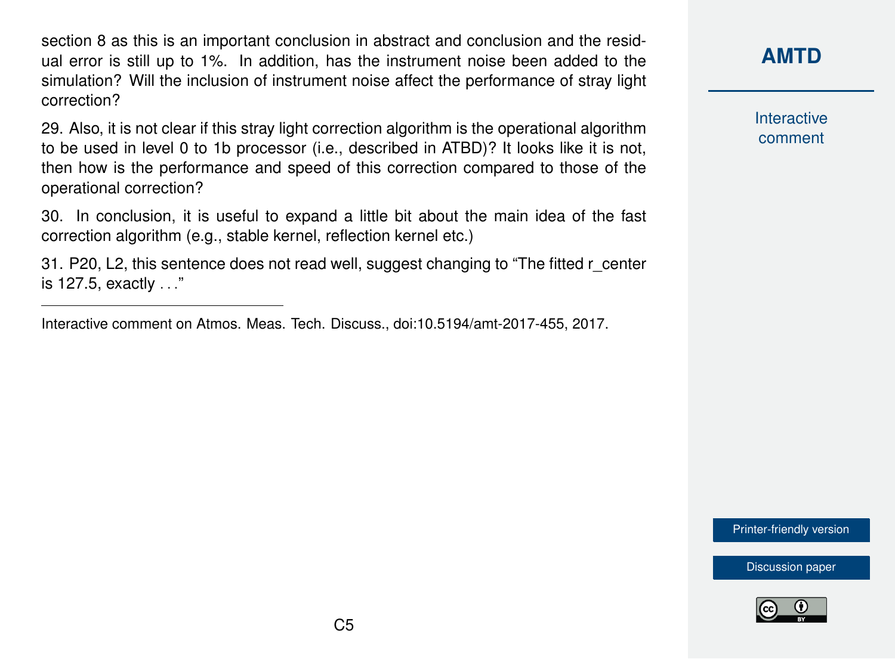section 8 as this is an important conclusion in abstract and conclusion and the residual error is still up to 1%. In addition, has the instrument noise been added to the simulation? Will the inclusion of instrument noise affect the performance of stray light correction?

29. Also, it is not clear if this stray light correction algorithm is the operational algorithm to be used in level 0 to 1b processor (i.e., described in ATBD)? It looks like it is not, then how is the performance and speed of this correction compared to those of the operational correction?

30. In conclusion, it is useful to expand a little bit about the main idea of the fast correction algorithm (e.g., stable kernel, reflection kernel etc.)

31. P20, L2, this sentence does not read well, suggest changing to "The fitted r_center is 127.5, exactly . . ."

---

Interactive comment on Atmos. Meas. Tech. Discuss., doi:10.5194/amt-2017-455, 2017.